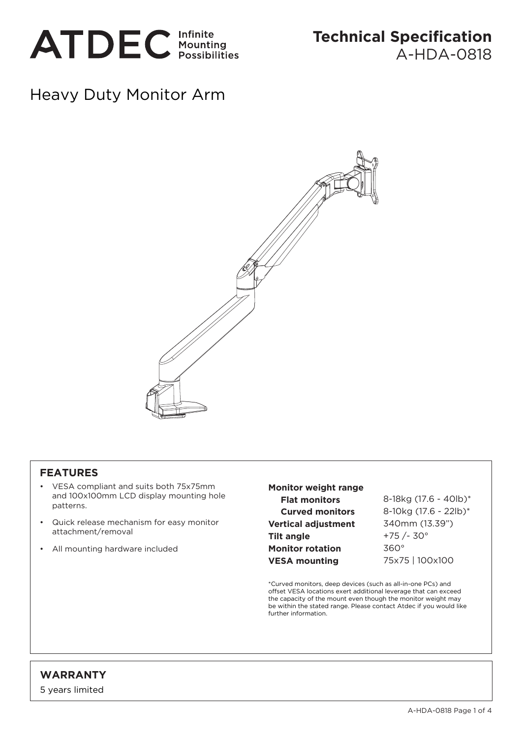ATDEC Infinite Mounting Possibilities

# Technical Specification
A-HDA-0818

## Heavy Duty Monitor Arm

### FEATURES

- VESA compliant and suits both 75x75mm and 100x100mm LCD display mounting hole patterns.
- Quick release mechanism for easy monitor attachment/removal
- All mounting hardware included

| | |
|---|---|
| **Monitor weight range** | |
| **Flat monitors** | 8-18kg (17.6 - 40lb)* |
| **Curved monitors** | 8-10kg (17.6 - 22lb)* |
| **Vertical adjustment** | 340mm (13.39") |
| **Tilt angle** | +75 /- 30° |
| **Monitor rotation** | 360° |
| **VESA mounting** | 75x75 \| 100x100 |

*Curved monitors, deep devices (such as all-in-one PCs) and offset VESA locations exert additional leverage that can exceed the capacity of the mount even though the monitor weight may be within the stated range. Please contact Atdec if you would like further information.

### WARRANTY

5 years limited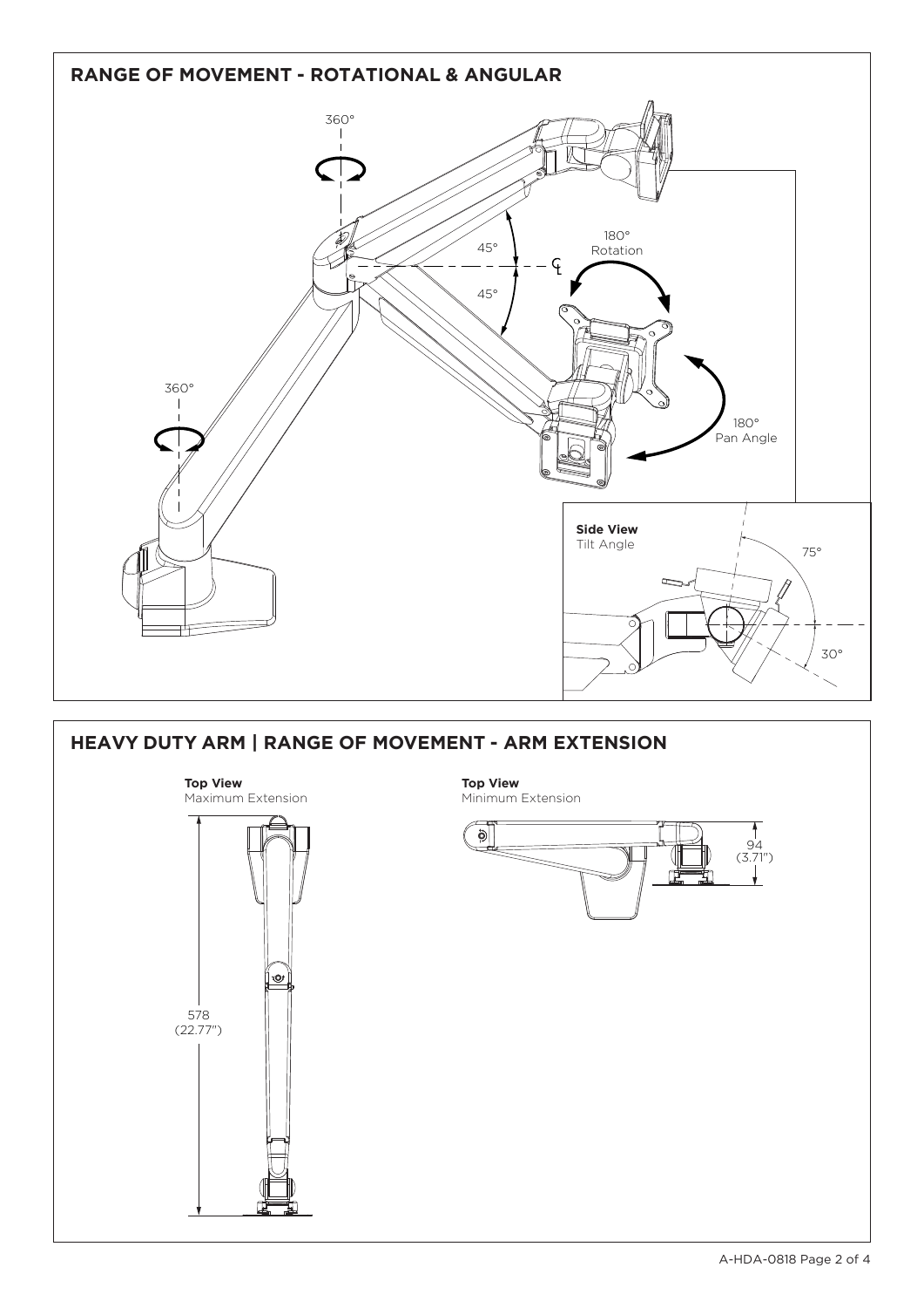## RANGE OF MOVEMENT - ROTATIONAL & ANGULAR

360°

45°

45°

180°
Rotation

360°

180°
Pan Angle

**Side View**
Tilt Angle

75°

30°

## HEAVY DUTY ARM | RANGE OF MOVEMENT - ARM EXTENSION

**Top View**
Maximum Extension

578
(22.77")

**Top View**
Minimum Extension

94
(3.71")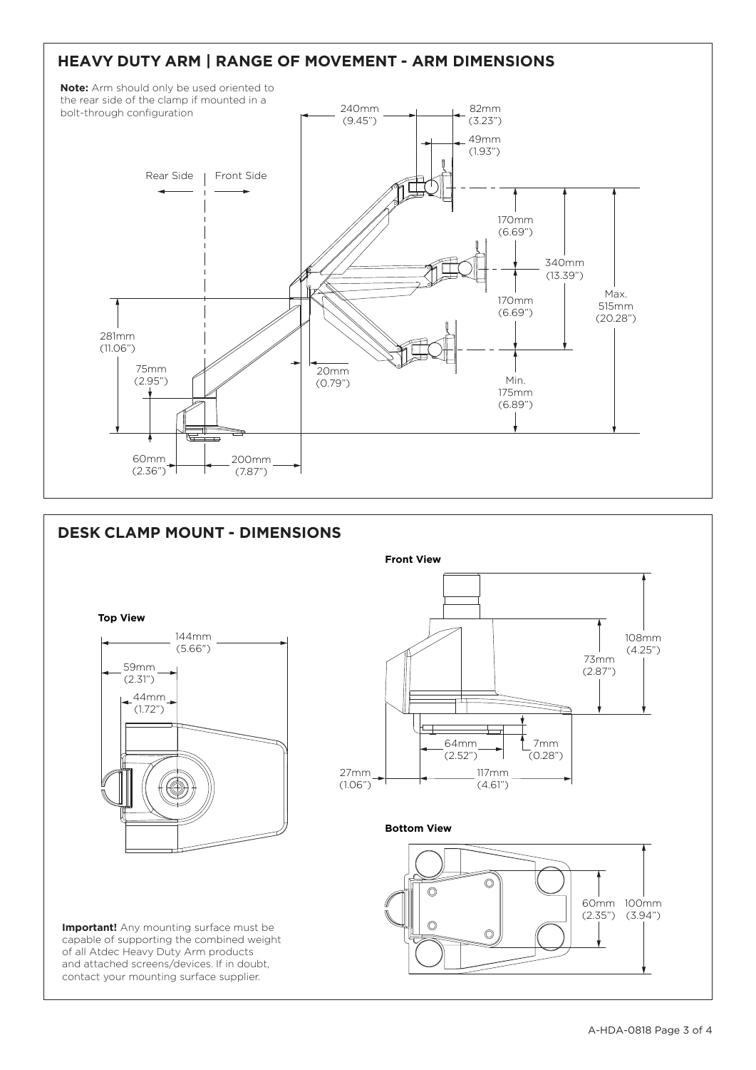## HEAVY DUTY ARM | RANGE OF MOVEMENT - ARM DIMENSIONS

**Note:** Arm should only be used oriented to the rear side of the clamp if mounted in a bolt-through configuration

Rear Side | Front Side

240mm (9.45")

82mm (3.23")

49mm (1.93")

170mm (6.69")

340mm (13.39")

170mm (6.69")

Max. 515mm (20.28")

281mm (11.06")

75mm (2.95")

20mm (0.79")

Min. 175mm (6.89")

60mm (2.36")

200mm (7.87")

## DESK CLAMP MOUNT - DIMENSIONS

**Top View**

144mm (5.66")

59mm (2.31")

44mm (1.72")

**Front View**

108mm (4.25")

73mm (2.87")

64mm (2.52")

7mm (0.28")

27mm (1.06")

117mm (4.61")

**Bottom View**

60mm (2.35")

100mm (3.94")

**Important!** Any mounting surface must be capable of supporting the combined weight of all Atdec Heavy Duty Arm products and attached screens/devices. If in doubt, contact your mounting surface supplier.

A-HDA-0818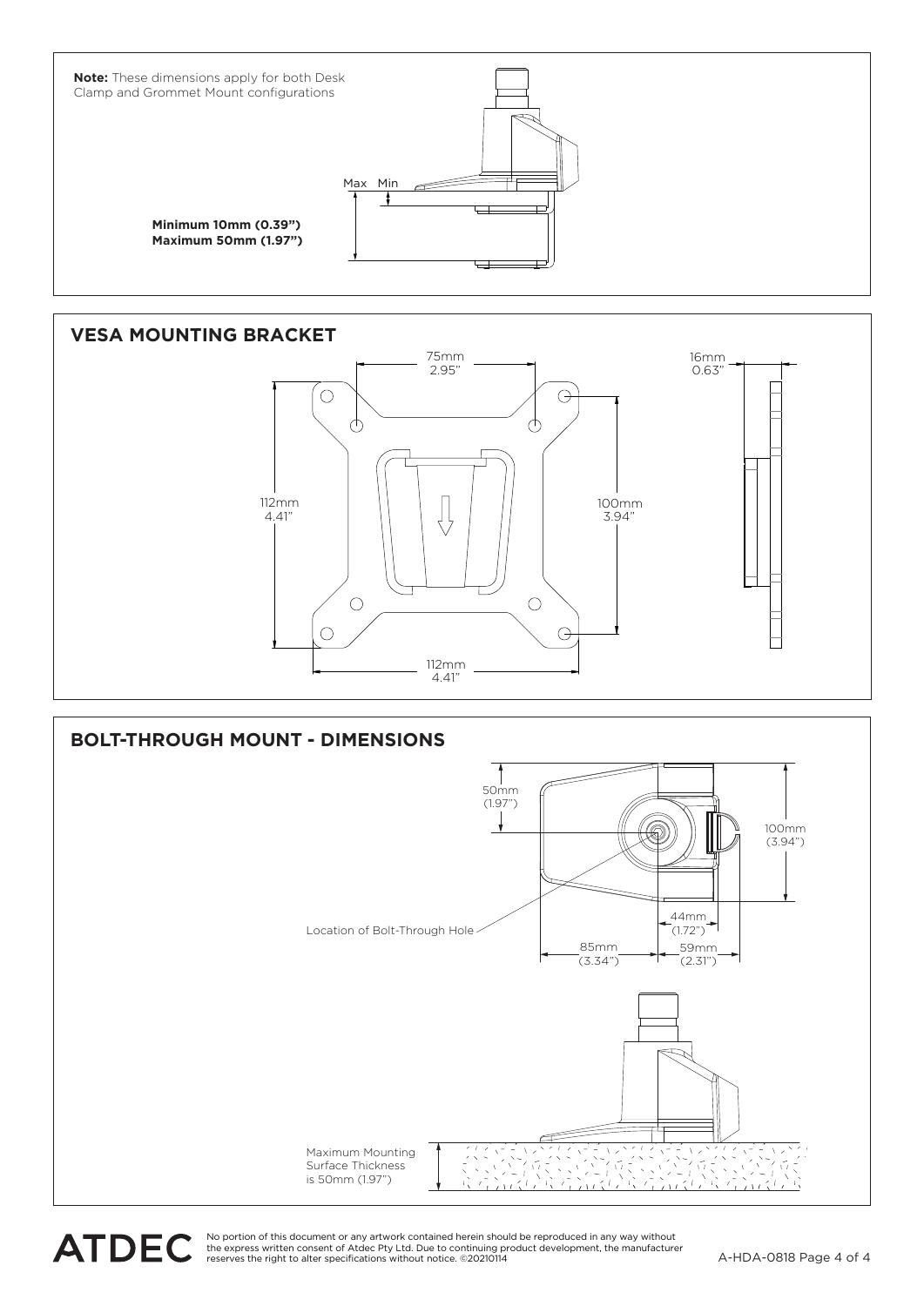**Note:** These dimensions apply for both Desk Clamp and Grommet Mount configurations

Max Min

**Minimum 10mm (0.39")**
**Maximum 50mm (1.97")**

## VESA MOUNTING BRACKET

75mm
2.95"

16mm
0.63"

112mm
4.41"

100mm
3.94"

112mm
4.41"

## BOLT-THROUGH MOUNT - DIMENSIONS

50mm
(1.97")

100mm
(3.94")

Location of Bolt-Through Hole

44mm
(1.72")

85mm
(3.34")

59mm
(2.31")

Maximum Mounting Surface Thickness is 50mm (1.97")

ATDEC

No portion of this document or any artwork contained herein should be reproduced in any way without the express written consent of Atdec Pty Ltd. Due to continuing product development, the manufacturer reserves the right to alter specifications without notice. ©20210114

A-HDA-0818